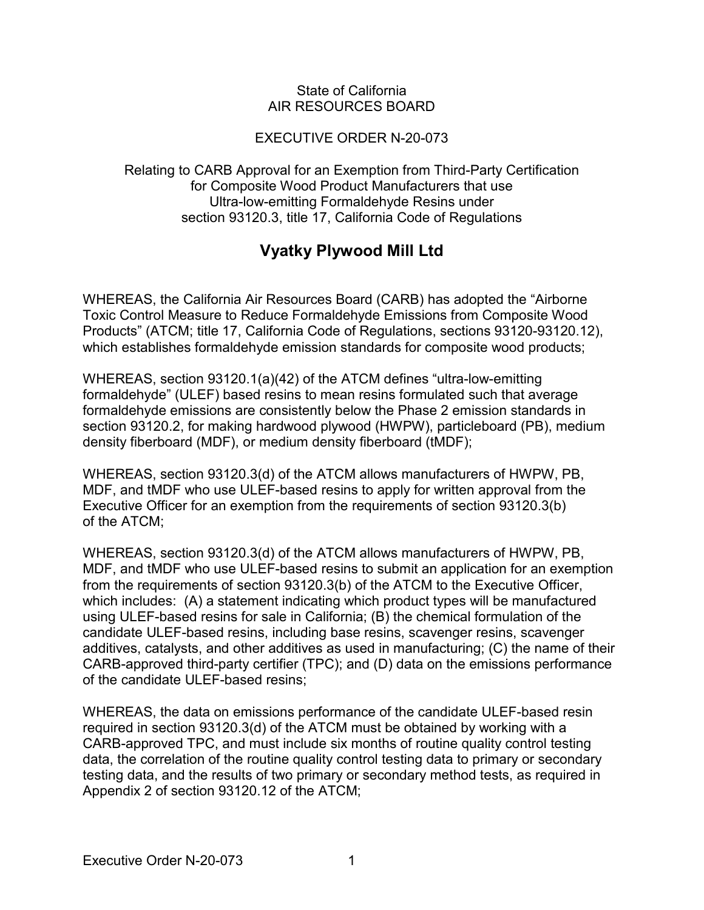State of California
AIR RESOURCES BOARD

EXECUTIVE ORDER N-20-073

Relating to CARB Approval for an Exemption from Third-Party Certification for Composite Wood Product Manufacturers that use Ultra-low-emitting Formaldehyde Resins under section 93120.3, title 17, California Code of Regulations

# Vyatky Plywood Mill Ltd

WHEREAS, the California Air Resources Board (CARB) has adopted the "Airborne Toxic Control Measure to Reduce Formaldehyde Emissions from Composite Wood Products" (ATCM; title 17, California Code of Regulations, sections 93120-93120.12), which establishes formaldehyde emission standards for composite wood products;

WHEREAS, section 93120.1(a)(42) of the ATCM defines "ultra-low-emitting formaldehyde" (ULEF) based resins to mean resins formulated such that average formaldehyde emissions are consistently below the Phase 2 emission standards in section 93120.2, for making hardwood plywood (HWPW), particleboard (PB), medium density fiberboard (MDF), or medium density fiberboard (tMDF);

WHEREAS, section 93120.3(d) of the ATCM allows manufacturers of HWPW, PB, MDF, and tMDF who use ULEF-based resins to apply for written approval from the Executive Officer for an exemption from the requirements of section 93120.3(b) of the ATCM;

WHEREAS, section 93120.3(d) of the ATCM allows manufacturers of HWPW, PB, MDF, and tMDF who use ULEF-based resins to submit an application for an exemption from the requirements of section 93120.3(b) of the ATCM to the Executive Officer, which includes: (A) a statement indicating which product types will be manufactured using ULEF-based resins for sale in California; (B) the chemical formulation of the candidate ULEF-based resins, including base resins, scavenger resins, scavenger additives, catalysts, and other additives as used in manufacturing; (C) the name of their CARB-approved third-party certifier (TPC); and (D) data on the emissions performance of the candidate ULEF-based resins;

WHEREAS, the data on emissions performance of the candidate ULEF-based resin required in section 93120.3(d) of the ATCM must be obtained by working with a CARB-approved TPC, and must include six months of routine quality control testing data, the correlation of the routine quality control testing data to primary or secondary testing data, and the results of two primary or secondary method tests, as required in Appendix 2 of section 93120.12 of the ATCM;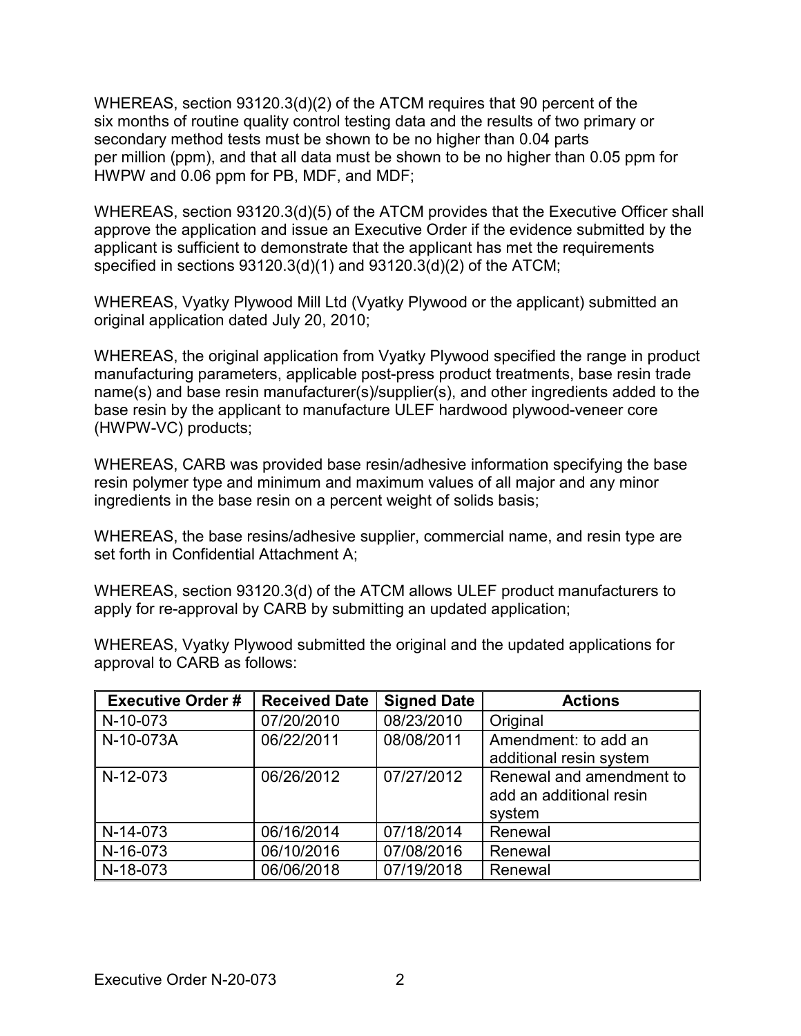WHEREAS, section 93120.3(d)(2) of the ATCM requires that 90 percent of the six months of routine quality control testing data and the results of two primary or secondary method tests must be shown to be no higher than 0.04 parts per million (ppm), and that all data must be shown to be no higher than 0.05 ppm for HWPW and 0.06 ppm for PB, MDF, and MDF;

WHEREAS, section 93120.3(d)(5) of the ATCM provides that the Executive Officer shall approve the application and issue an Executive Order if the evidence submitted by the applicant is sufficient to demonstrate that the applicant has met the requirements specified in sections 93120.3(d)(1) and 93120.3(d)(2) of the ATCM;

WHEREAS, Vyatky Plywood Mill Ltd (Vyatky Plywood or the applicant) submitted an original application dated July 20, 2010;

WHEREAS, the original application from Vyatky Plywood specified the range in product manufacturing parameters, applicable post-press product treatments, base resin trade name(s) and base resin manufacturer(s)/supplier(s), and other ingredients added to the base resin by the applicant to manufacture ULEF hardwood plywood-veneer core (HWPW-VC) products;

WHEREAS, CARB was provided base resin/adhesive information specifying the base resin polymer type and minimum and maximum values of all major and any minor ingredients in the base resin on a percent weight of solids basis;

WHEREAS, the base resins/adhesive supplier, commercial name, and resin type are set forth in Confidential Attachment A;

WHEREAS, section 93120.3(d) of the ATCM allows ULEF product manufacturers to apply for re-approval by CARB by submitting an updated application;

WHEREAS, Vyatky Plywood submitted the original and the updated applications for approval to CARB as follows:

| Executive Order # | Received Date | Signed Date | Actions |
|---|---|---|---|
| N-10-073 | 07/20/2010 | 08/23/2010 | Original |
| N-10-073A | 06/22/2011 | 08/08/2011 | Amendment: to add an additional resin system |
| N-12-073 | 06/26/2012 | 07/27/2012 | Renewal and amendment to add an additional resin system |
| N-14-073 | 06/16/2014 | 07/18/2014 | Renewal |
| N-16-073 | 06/10/2016 | 07/08/2016 | Renewal |
| N-18-073 | 06/06/2018 | 07/19/2018 | Renewal |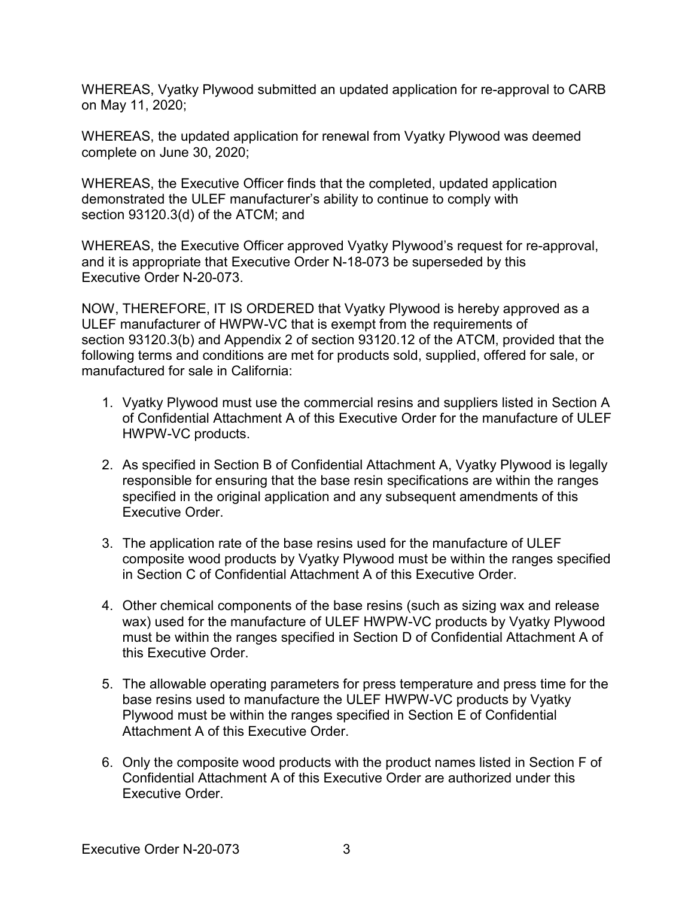WHEREAS, Vyatky Plywood submitted an updated application for re-approval to CARB on May 11, 2020;

WHEREAS, the updated application for renewal from Vyatky Plywood was deemed complete on June 30, 2020;

WHEREAS, the Executive Officer finds that the completed, updated application demonstrated the ULEF manufacturer's ability to continue to comply with section 93120.3(d) of the ATCM; and

WHEREAS, the Executive Officer approved Vyatky Plywood's request for re-approval, and it is appropriate that Executive Order N-18-073 be superseded by this Executive Order N-20-073.

NOW, THEREFORE, IT IS ORDERED that Vyatky Plywood is hereby approved as a ULEF manufacturer of HWPW-VC that is exempt from the requirements of section 93120.3(b) and Appendix 2 of section 93120.12 of the ATCM, provided that the following terms and conditions are met for products sold, supplied, offered for sale, or manufactured for sale in California:

1. Vyatky Plywood must use the commercial resins and suppliers listed in Section A of Confidential Attachment A of this Executive Order for the manufacture of ULEF HWPW-VC products.

2. As specified in Section B of Confidential Attachment A, Vyatky Plywood is legally responsible for ensuring that the base resin specifications are within the ranges specified in the original application and any subsequent amendments of this Executive Order.

3. The application rate of the base resins used for the manufacture of ULEF composite wood products by Vyatky Plywood must be within the ranges specified in Section C of Confidential Attachment A of this Executive Order.

4. Other chemical components of the base resins (such as sizing wax and release wax) used for the manufacture of ULEF HWPW-VC products by Vyatky Plywood must be within the ranges specified in Section D of Confidential Attachment A of this Executive Order.

5. The allowable operating parameters for press temperature and press time for the base resins used to manufacture the ULEF HWPW-VC products by Vyatky Plywood must be within the ranges specified in Section E of Confidential Attachment A of this Executive Order.

6. Only the composite wood products with the product names listed in Section F of Confidential Attachment A of this Executive Order are authorized under this Executive Order.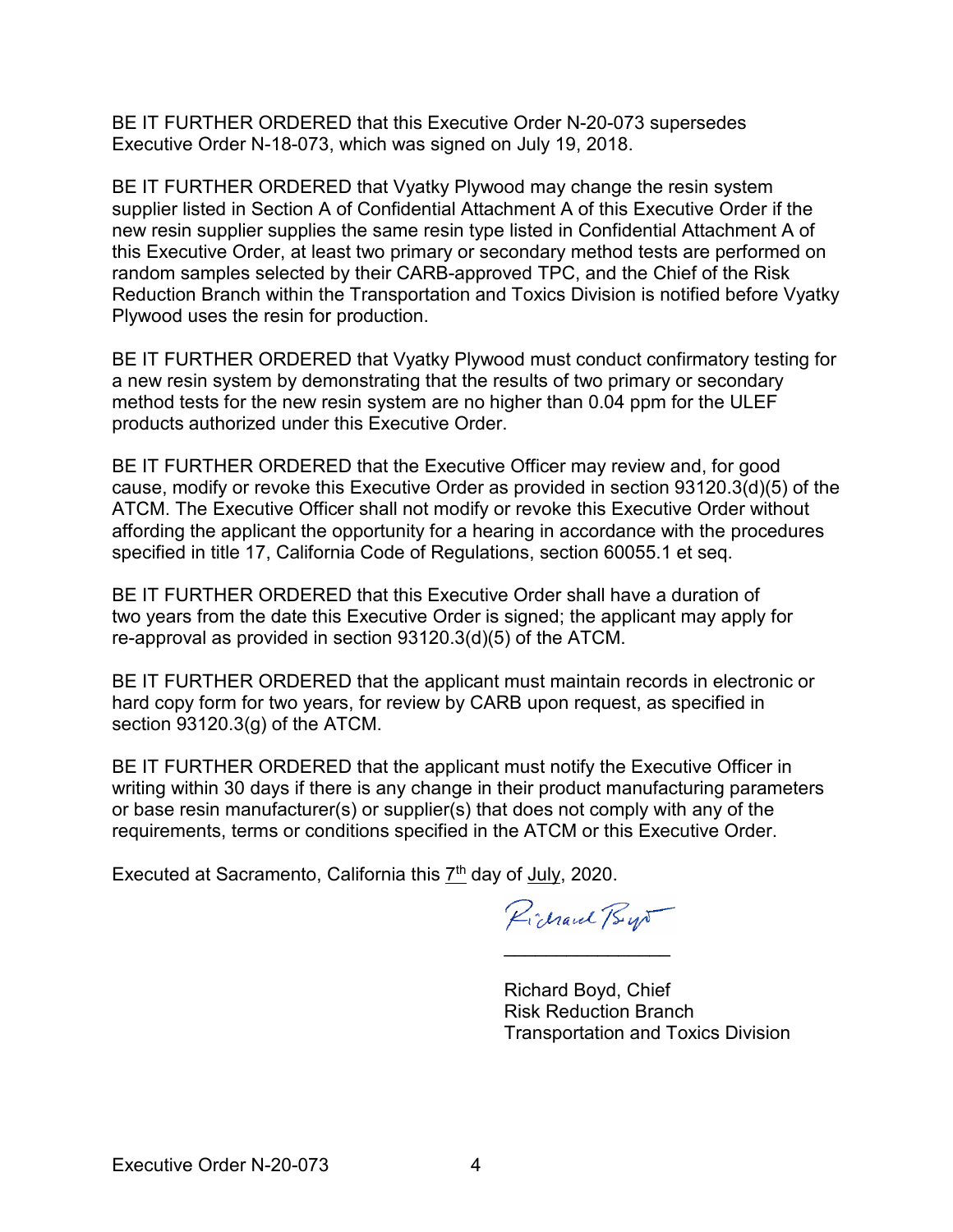BE IT FURTHER ORDERED that this Executive Order N-20-073 supersedes Executive Order N-18-073, which was signed on July 19, 2018.

BE IT FURTHER ORDERED that Vyatky Plywood may change the resin system supplier listed in Section A of Confidential Attachment A of this Executive Order if the new resin supplier supplies the same resin type listed in Confidential Attachment A of this Executive Order, at least two primary or secondary method tests are performed on random samples selected by their CARB-approved TPC, and the Chief of the Risk Reduction Branch within the Transportation and Toxics Division is notified before Vyatky Plywood uses the resin for production.

BE IT FURTHER ORDERED that Vyatky Plywood must conduct confirmatory testing for a new resin system by demonstrating that the results of two primary or secondary method tests for the new resin system are no higher than 0.04 ppm for the ULEF products authorized under this Executive Order.

BE IT FURTHER ORDERED that the Executive Officer may review and, for good cause, modify or revoke this Executive Order as provided in section 93120.3(d)(5) of the ATCM. The Executive Officer shall not modify or revoke this Executive Order without affording the applicant the opportunity for a hearing in accordance with the procedures specified in title 17, California Code of Regulations, section 60055.1 et seq.

BE IT FURTHER ORDERED that this Executive Order shall have a duration of two years from the date this Executive Order is signed; the applicant may apply for re-approval as provided in section 93120.3(d)(5) of the ATCM.

BE IT FURTHER ORDERED that the applicant must maintain records in electronic or hard copy form for two years, for review by CARB upon request, as specified in section 93120.3(g) of the ATCM.

BE IT FURTHER ORDERED that the applicant must notify the Executive Officer in writing within 30 days if there is any change in their product manufacturing parameters or base resin manufacturer(s) or supplier(s) that does not comply with any of the requirements, terms or conditions specified in the ATCM or this Executive Order.

Executed at Sacramento, California this 7th day of July, 2020.

Richard Boyd, Chief
Risk Reduction Branch
Transportation and Toxics Division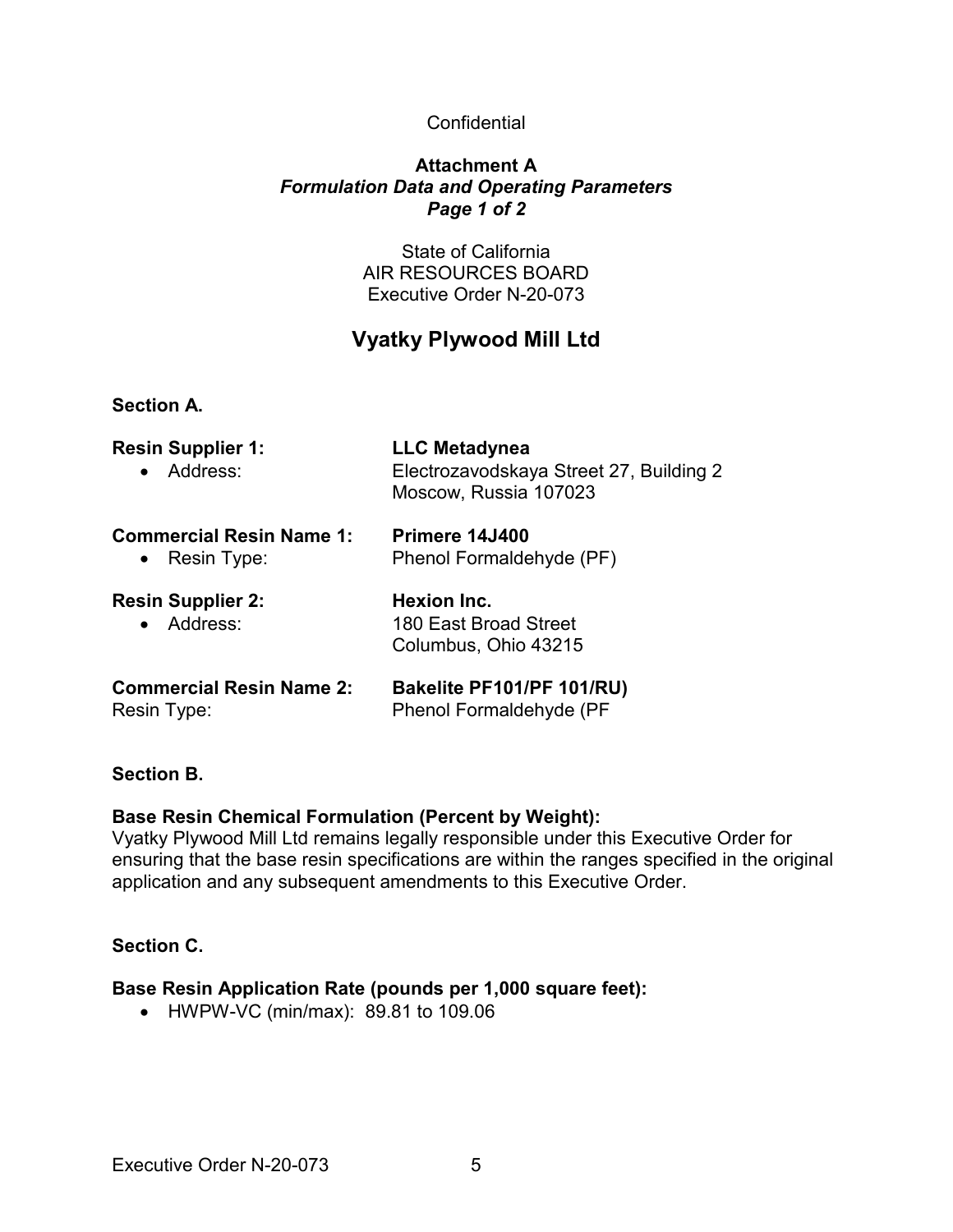Confidential

**Attachment A**
***Formulation Data and Operating Parameters***
***Page 1 of 2***

State of California
AIR RESOURCES BOARD
Executive Order N-20-073

## Vyatky Plywood Mill Ltd

**Section A.**

**Resin Supplier 1:** **LLC Metadynea**

- Address: Electrozavodskaya Street 27, Building 2
  Moscow, Russia 107023

**Commercial Resin Name 1:** **Primere 14J400**

- Resin Type: Phenol Formaldehyde (PF)

**Resin Supplier 2:** **Hexion Inc.**

- Address: 180 East Broad Street
  Columbus, Ohio 43215

**Commercial Resin Name 2:** **Bakelite PF101/PF 101/RU)**
Resin Type: Phenol Formaldehyde (PF

**Section B.**

**Base Resin Chemical Formulation (Percent by Weight):**
Vyatky Plywood Mill Ltd remains legally responsible under this Executive Order for ensuring that the base resin specifications are within the ranges specified in the original application and any subsequent amendments to this Executive Order.

**Section C.**

**Base Resin Application Rate (pounds per 1,000 square feet):**

- HWPW-VC (min/max): 89.81 to 109.06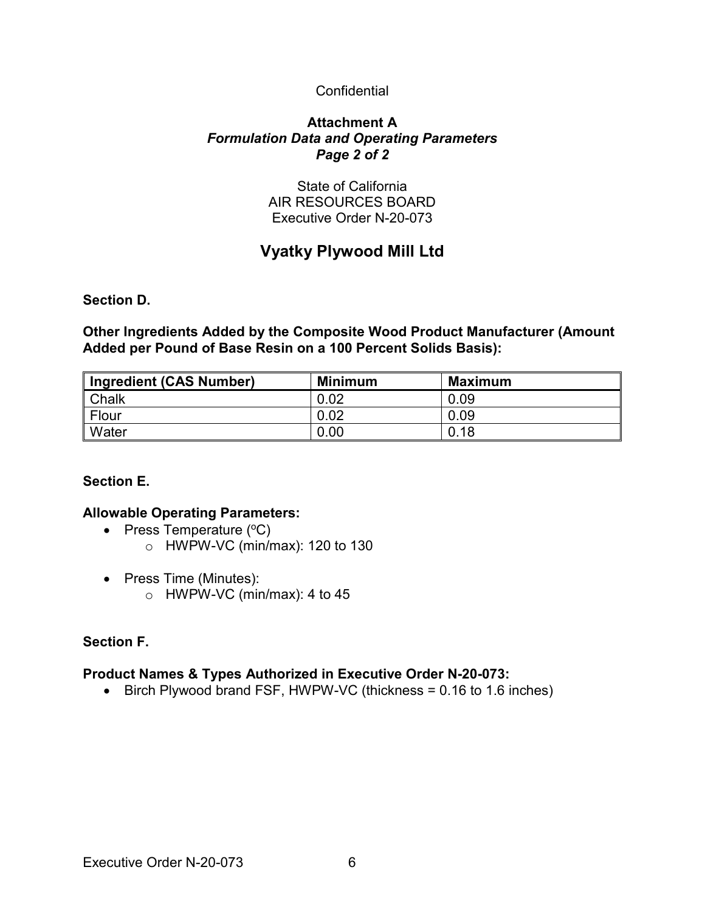Confidential

**Attachment A**
***Formulation Data and Operating Parameters***
***Page 2 of 2***

State of California
AIR RESOURCES BOARD
Executive Order N-20-073

# Vyatky Plywood Mill Ltd

**Section D.**

**Other Ingredients Added by the Composite Wood Product Manufacturer (Amount Added per Pound of Base Resin on a 100 Percent Solids Basis):**

| Ingredient (CAS Number) | Minimum | Maximum |
|---|---|---|
| Chalk | 0.02 | 0.09 |
| Flour | 0.02 | 0.09 |
| Water | 0.00 | 0.18 |

**Section E.**

**Allowable Operating Parameters:**

- Press Temperature (°C)
  - HWPW-VC (min/max): 120 to 130
- Press Time (Minutes):
  - HWPW-VC (min/max): 4 to 45

**Section F.**

**Product Names & Types Authorized in Executive Order N-20-073:**

- Birch Plywood brand FSF, HWPW-VC (thickness = 0.16 to 1.6 inches)